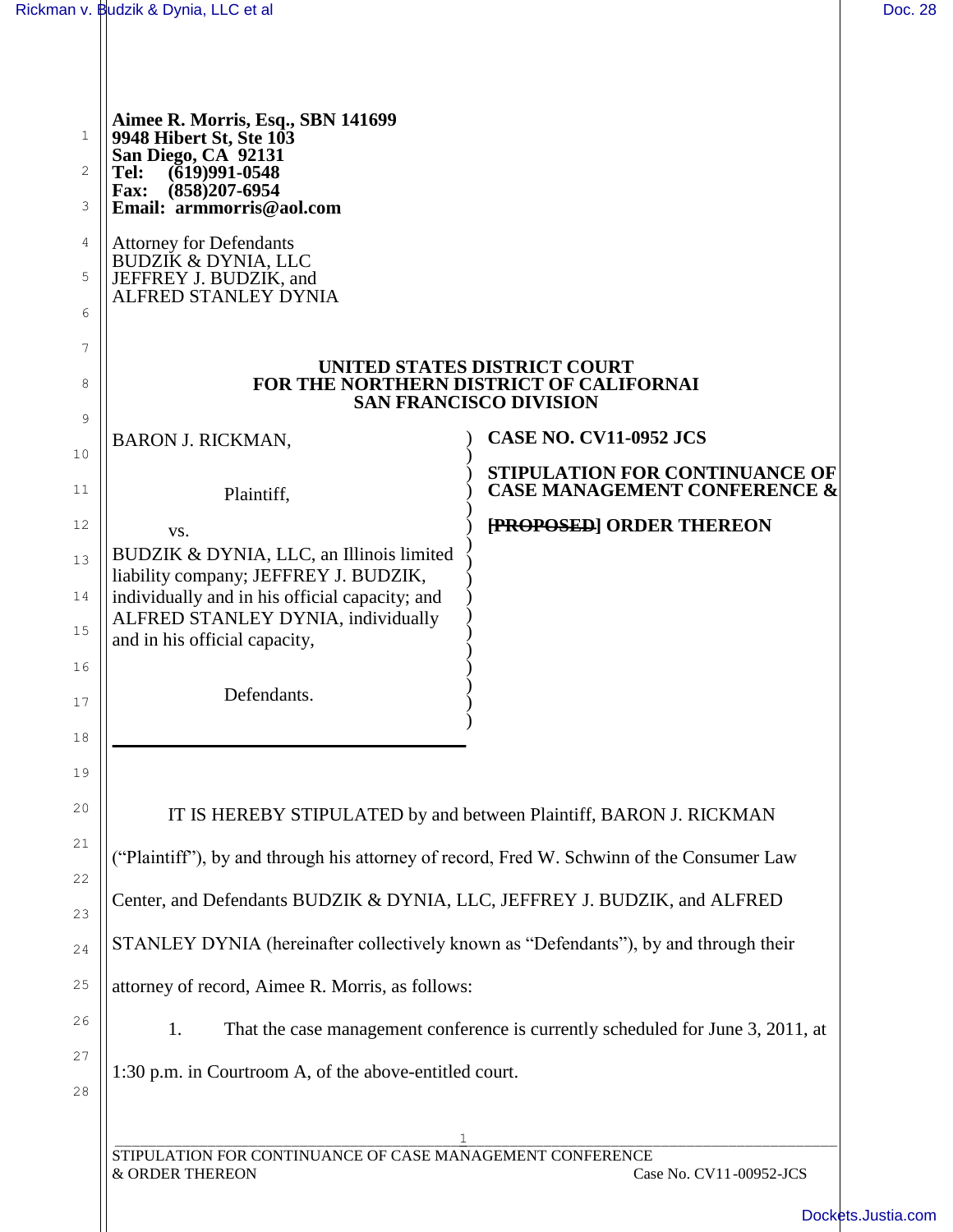**Aimee R. Morris, Esq., SBN 141699**
**9948 Hibert St, Ste 103**
**San Diego, CA 92131**
**Tel: (619)991-0548**
**Fax: (858)207-6954**
**Email: armmorris@aol.com**

Attorney for Defendants
BUDZIK & DYNIA, LLC
JEFFREY J. BUDZIK, and
ALFRED STANLEY DYNIA

**UNITED STATES DISTRICT COURT**
**FOR THE NORTHERN DISTRICT OF CALIFORNAI**
**SAN FRANCISCO DIVISION**

| | |
|---|---|
| BARON J. RICKMAN,<br><br>Plaintiff,<br><br>vs.<br><br>BUDZIK & DYNIA, LLC, an Illinois limited liability company; JEFFREY J. BUDZIK, individually and in his official capacity; and ALFRED STANLEY DYNIA, individually and in his official capacity,<br><br>Defendants. | **CASE NO. CV11-0952 JCS**<br><br>**STIPULATION FOR CONTINUANCE OF CASE MANAGEMENT CONFERENCE &**<br><br>**[~~PROPOSED~~] ORDER THEREON** |

IT IS HEREBY STIPULATED by and between Plaintiff, BARON J. RICKMAN ("Plaintiff"), by and through his attorney of record, Fred W. Schwinn of the Consumer Law Center, and Defendants BUDZIK & DYNIA, LLC, JEFFREY J. BUDZIK, and ALFRED STANLEY DYNIA (hereinafter collectively known as "Defendants"), by and through their attorney of record, Aimee R. Morris, as follows:

1. That the case management conference is currently scheduled for June 3, 2011, at 1:30 p.m. in Courtroom A, of the above-entitled court.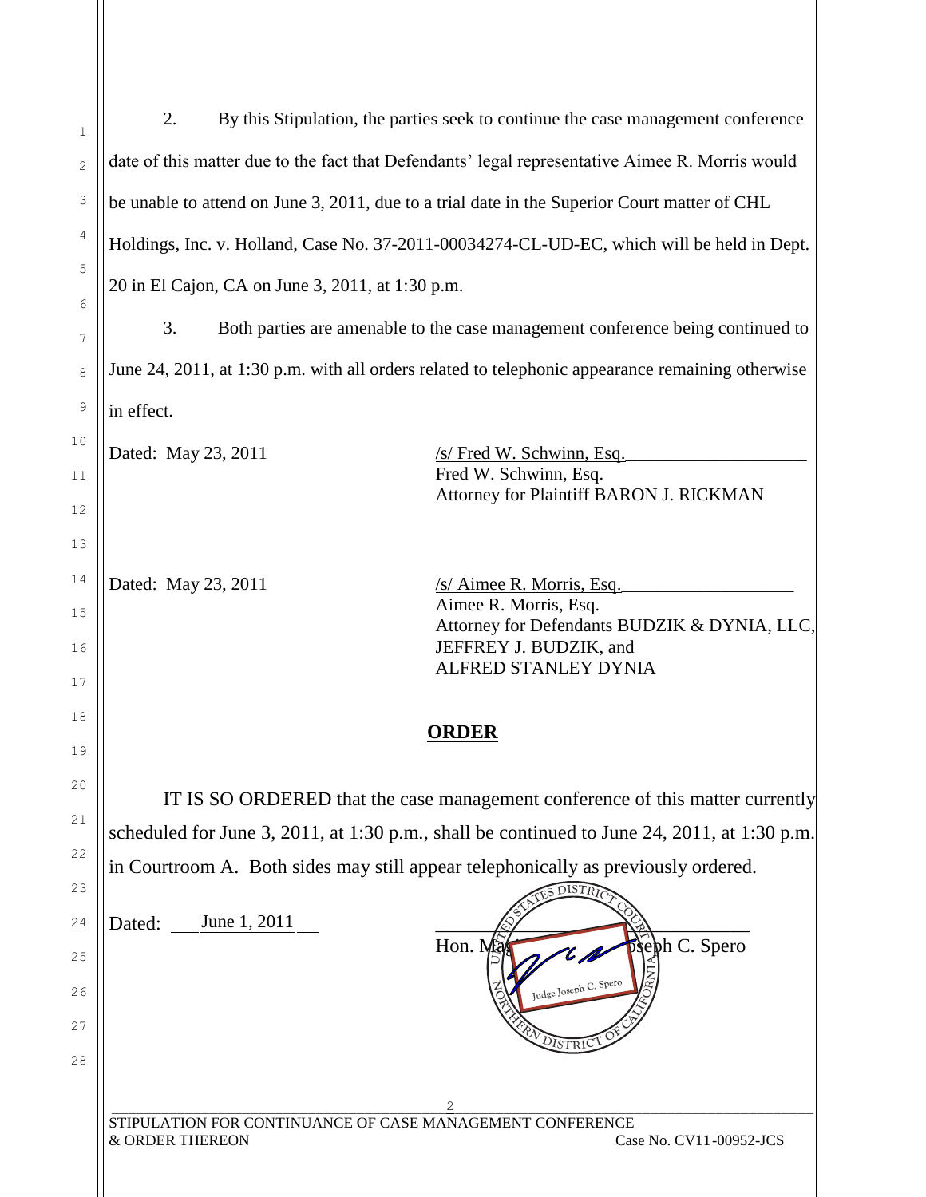2. By this Stipulation, the parties seek to continue the case management conference date of this matter due to the fact that Defendants' legal representative Aimee R. Morris would be unable to attend on June 3, 2011, due to a trial date in the Superior Court matter of CHL Holdings, Inc. v. Holland, Case No. 37-2011-00034274-CL-UD-EC, which will be held in Dept. 20 in El Cajon, CA on June 3, 2011, at 1:30 p.m.

3. Both parties are amenable to the case management conference being continued to June 24, 2011, at 1:30 p.m. with all orders related to telephonic appearance remaining otherwise in effect.

Dated: May 23, 2011

/s/ Fred W. Schwinn, Esq.
Fred W. Schwinn, Esq.
Attorney for Plaintiff BARON J. RICKMAN

Dated: May 23, 2011

/s/ Aimee R. Morris, Esq.
Aimee R. Morris, Esq.
Attorney for Defendants BUDZIK & DYNIA, LLC, JEFFREY J. BUDZIK, and ALFRED STANLEY DYNIA

## ORDER

IT IS SO ORDERED that the case management conference of this matter currently scheduled for June 3, 2011, at 1:30 p.m., shall be continued to June 24, 2011, at 1:30 p.m. in Courtroom A. Both sides may still appear telephonically as previously ordered.

Dated: June 1, 2011

Hon. Magistrate Judge Joseph C. Spero

STIPULATION FOR CONTINUANCE OF CASE MANAGEMENT CONFERENCE & ORDER THEREON

Case No. CV11-00952-JCS